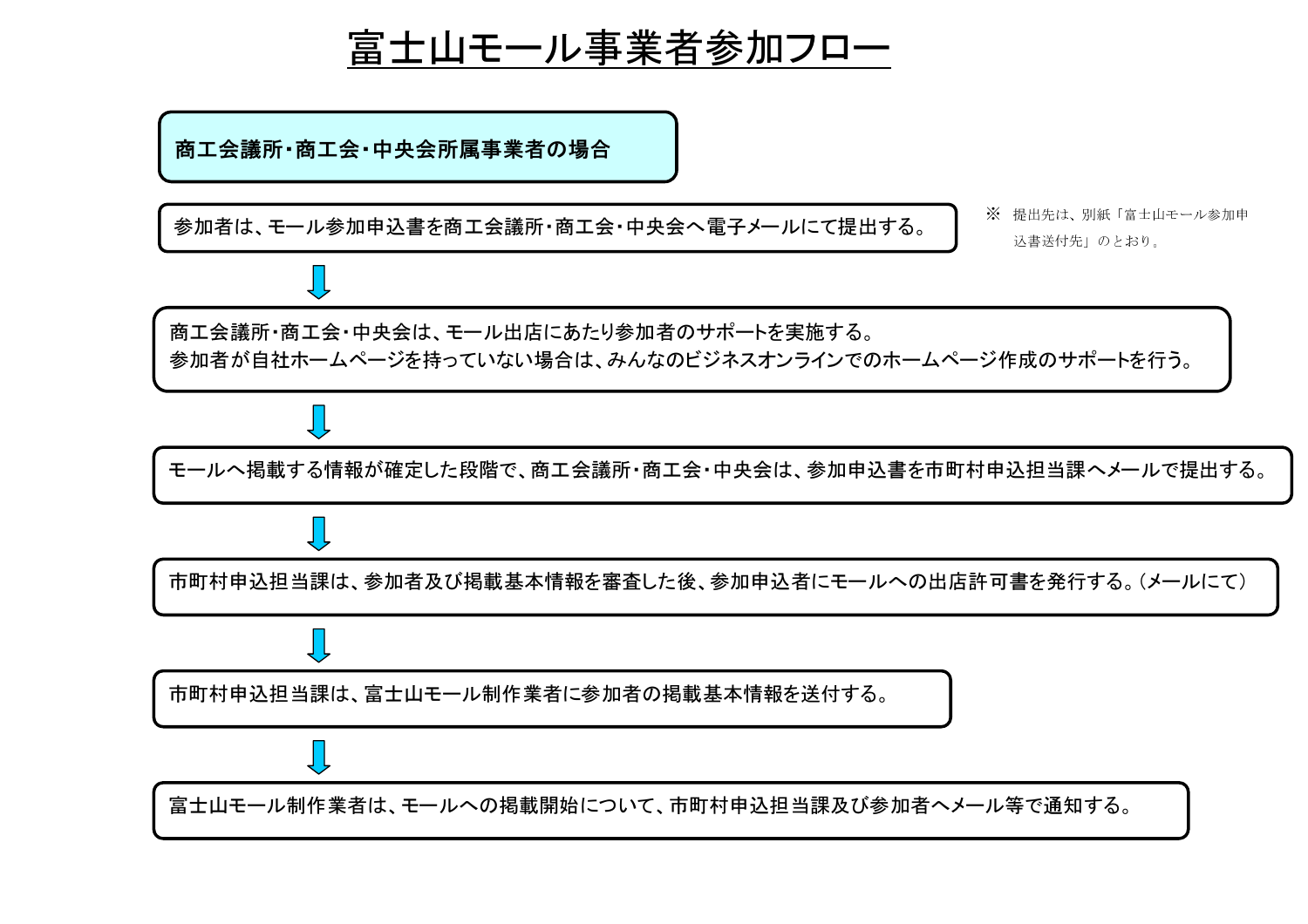# 富士山モール事業者参加フロー

## 商工会議所･商工会･中央会所属事業者の場合

参加者は、モール参加申込書を商工会議所･商工会･中央会へ電子メールにて提出する。

※ 提出先は、別紙「富士山モール参加申込書送付先」のとおり。

↓

商工会議所･商工会･中央会は、モール出店にあたり参加者のサポートを実施する。
参加者が自社ホームページを持っていない場合は、みんなのビジネスオンラインでのホームページ作成のサポートを行う。

↓

モールへ掲載する情報が確定した段階で、商工会議所･商工会･中央会は、参加申込書を市町村申込担当課へメールで提出する。

↓

市町村申込担当課は、参加者及び掲載基本情報を審査した後、参加申込者にモールへの出店許可書を発行する。（メールにて）

↓

市町村申込担当課は、富士山モール制作業者に参加者の掲載基本情報を送付する。

↓

富士山モール制作業者は、モールへの掲載開始について、市町村申込担当課及び参加者へメール等で通知する。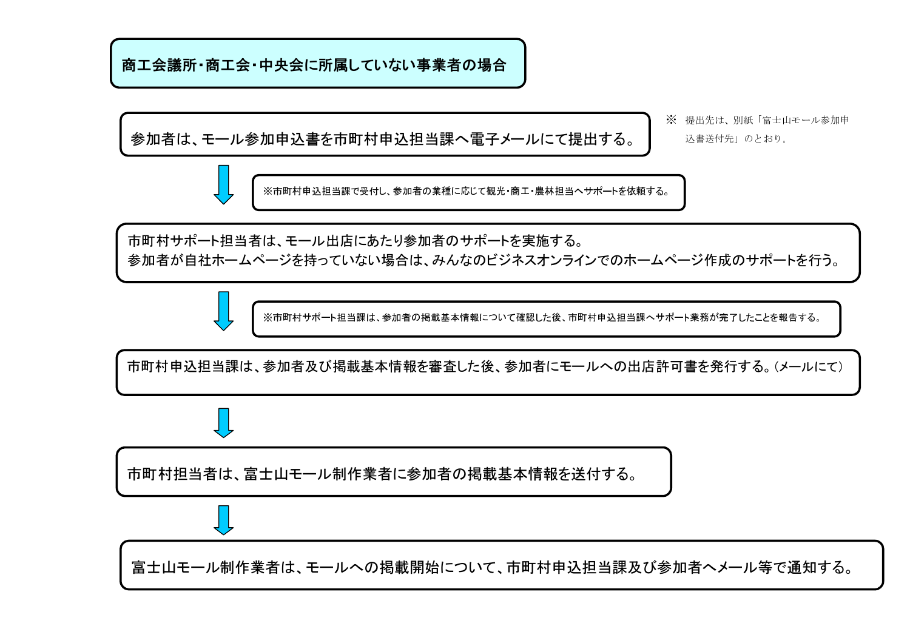## 商工会議所・商工会・中央会に所属していない事業者の場合

参加者は、モール参加申込書を市町村申込担当課へ電子メールにて提出する。

※ 提出先は、別紙「富士山モール参加申込書送付先」のとおり。

↓

※市町村申込担当課で受付し、参加者の業種に応じて観光・商工・農林担当へサポートを依頼する。

市町村サポート担当者は、モール出店にあたり参加者のサポートを実施する。
参加者が自社ホームページを持っていない場合は、みんなのビジネスオンラインでのホームページ作成のサポートを行う。

↓

※市町村サポート担当課は、参加者の掲載基本情報について確認した後、市町村申込担当課へサポート業務が完了したことを報告する。

市町村申込担当課は、参加者及び掲載基本情報を審査した後、参加者にモールへの出店許可書を発行する。（メールにて）

↓

市町村担当者は、富士山モール制作業者に参加者の掲載基本情報を送付する。

↓

富士山モール制作業者は、モールへの掲載開始について、市町村申込担当課及び参加者へメール等で通知する。